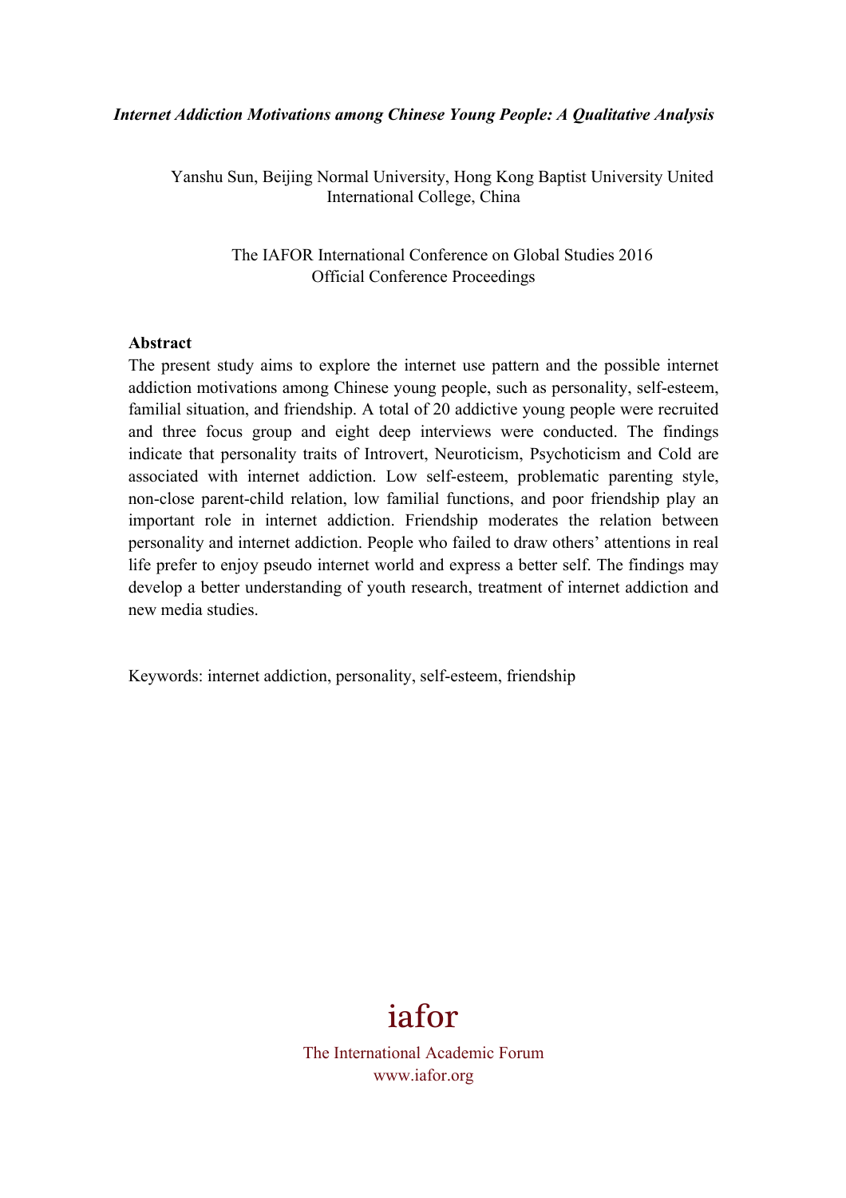# *Internet Addiction Motivations among Chinese Young People: A Qualitative Analysis*

Yanshu Sun, Beijing Normal University, Hong Kong Baptist University United International College, China

The IAFOR International Conference on Global Studies 2016
Official Conference Proceedings

## Abstract

The present study aims to explore the internet use pattern and the possible internet addiction motivations among Chinese young people, such as personality, self-esteem, familial situation, and friendship. A total of 20 addictive young people were recruited and three focus group and eight deep interviews were conducted. The findings indicate that personality traits of Introvert, Neuroticism, Psychoticism and Cold are associated with internet addiction. Low self-esteem, problematic parenting style, non-close parent-child relation, low familial functions, and poor friendship play an important role in internet addiction. Friendship moderates the relation between personality and internet addiction. People who failed to draw others' attentions in real life prefer to enjoy pseudo internet world and express a better self. The findings may develop a better understanding of youth research, treatment of internet addiction and new media studies.

Keywords: internet addiction, personality, self-esteem, friendship

iafor

The International Academic Forum
www.iafor.org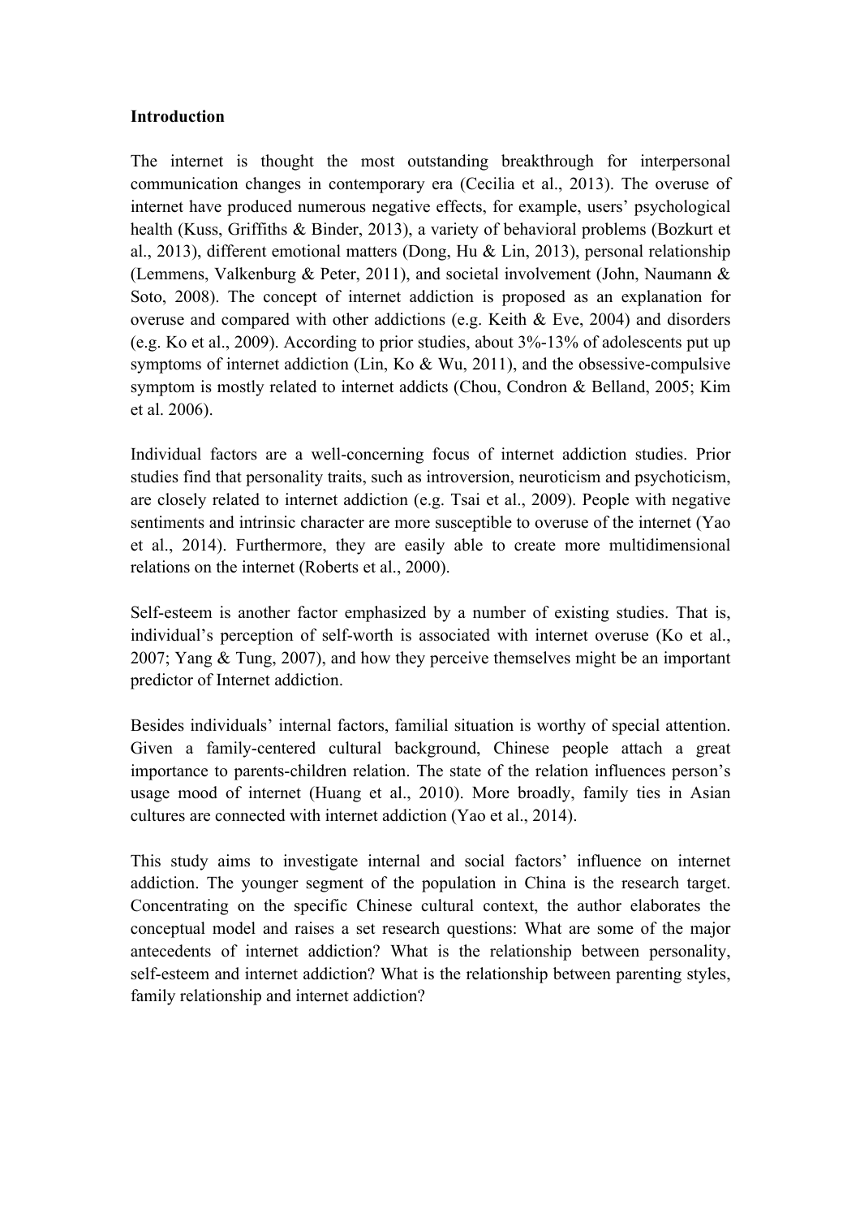**Introduction**

The internet is thought the most outstanding breakthrough for interpersonal communication changes in contemporary era (Cecilia et al., 2013). The overuse of internet have produced numerous negative effects, for example, users' psychological health (Kuss, Griffiths & Binder, 2013), a variety of behavioral problems (Bozkurt et al., 2013), different emotional matters (Dong, Hu & Lin, 2013), personal relationship (Lemmens, Valkenburg & Peter, 2011), and societal involvement (John, Naumann & Soto, 2008). The concept of internet addiction is proposed as an explanation for overuse and compared with other addictions (e.g. Keith & Eve, 2004) and disorders (e.g. Ko et al., 2009). According to prior studies, about 3%-13% of adolescents put up symptoms of internet addiction (Lin, Ko & Wu, 2011), and the obsessive-compulsive symptom is mostly related to internet addicts (Chou, Condron & Belland, 2005; Kim et al. 2006).

Individual factors are a well-concerning focus of internet addiction studies. Prior studies find that personality traits, such as introversion, neuroticism and psychoticism, are closely related to internet addiction (e.g. Tsai et al., 2009). People with negative sentiments and intrinsic character are more susceptible to overuse of the internet (Yao et al., 2014). Furthermore, they are easily able to create more multidimensional relations on the internet (Roberts et al., 2000).

Self-esteem is another factor emphasized by a number of existing studies. That is, individual's perception of self-worth is associated with internet overuse (Ko et al., 2007; Yang & Tung, 2007), and how they perceive themselves might be an important predictor of Internet addiction.

Besides individuals' internal factors, familial situation is worthy of special attention. Given a family-centered cultural background, Chinese people attach a great importance to parents-children relation. The state of the relation influences person's usage mood of internet (Huang et al., 2010). More broadly, family ties in Asian cultures are connected with internet addiction (Yao et al., 2014).

This study aims to investigate internal and social factors' influence on internet addiction. The younger segment of the population in China is the research target. Concentrating on the specific Chinese cultural context, the author elaborates the conceptual model and raises a set research questions: What are some of the major antecedents of internet addiction? What is the relationship between personality, self-esteem and internet addiction? What is the relationship between parenting styles, family relationship and internet addiction?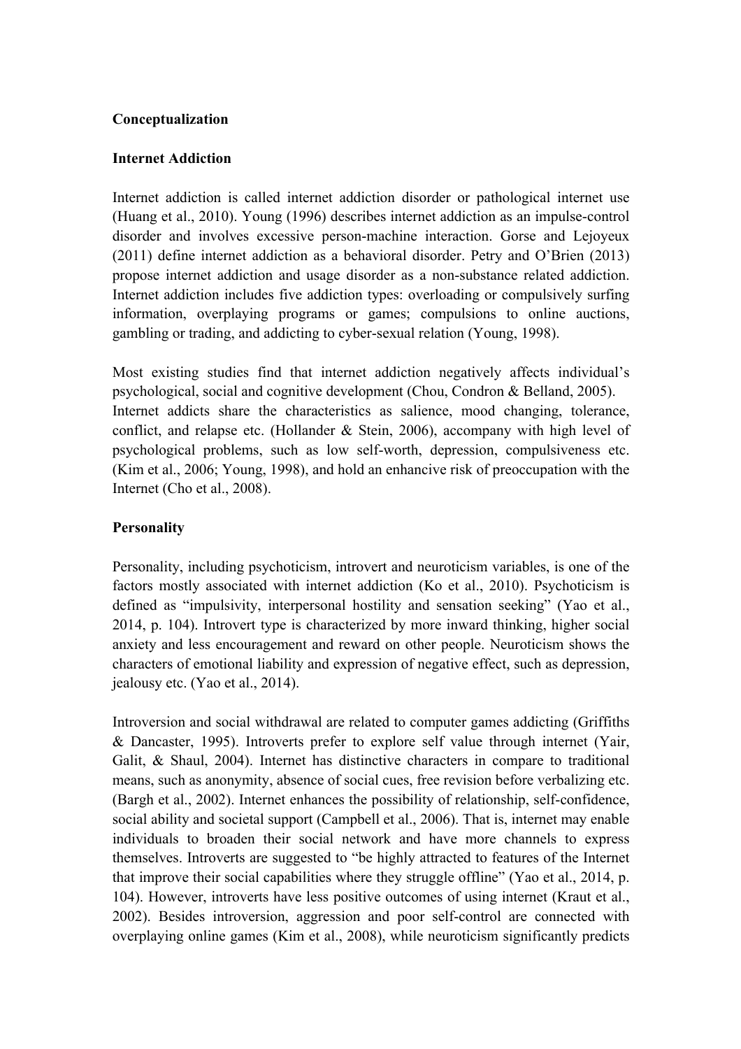## Conceptualization

### Internet Addiction

Internet addiction is called internet addiction disorder or pathological internet use (Huang et al., 2010). Young (1996) describes internet addiction as an impulse-control disorder and involves excessive person-machine interaction. Gorse and Lejoyeux (2011) define internet addiction as a behavioral disorder. Petry and O'Brien (2013) propose internet addiction and usage disorder as a non-substance related addiction. Internet addiction includes five addiction types: overloading or compulsively surfing information, overplaying programs or games; compulsions to online auctions, gambling or trading, and addicting to cyber-sexual relation (Young, 1998).

Most existing studies find that internet addiction negatively affects individual's psychological, social and cognitive development (Chou, Condron & Belland, 2005). Internet addicts share the characteristics as salience, mood changing, tolerance, conflict, and relapse etc. (Hollander & Stein, 2006), accompany with high level of psychological problems, such as low self-worth, depression, compulsiveness etc. (Kim et al., 2006; Young, 1998), and hold an enhancive risk of preoccupation with the Internet (Cho et al., 2008).

### Personality

Personality, including psychoticism, introvert and neuroticism variables, is one of the factors mostly associated with internet addiction (Ko et al., 2010). Psychoticism is defined as "impulsivity, interpersonal hostility and sensation seeking" (Yao et al., 2014, p. 104). Introvert type is characterized by more inward thinking, higher social anxiety and less encouragement and reward on other people. Neuroticism shows the characters of emotional liability and expression of negative effect, such as depression, jealousy etc. (Yao et al., 2014).

Introversion and social withdrawal are related to computer games addicting (Griffiths & Dancaster, 1995). Introverts prefer to explore self value through internet (Yair, Galit, & Shaul, 2004). Internet has distinctive characters in compare to traditional means, such as anonymity, absence of social cues, free revision before verbalizing etc. (Bargh et al., 2002). Internet enhances the possibility of relationship, self-confidence, social ability and societal support (Campbell et al., 2006). That is, internet may enable individuals to broaden their social network and have more channels to express themselves. Introverts are suggested to "be highly attracted to features of the Internet that improve their social capabilities where they struggle offline" (Yao et al., 2014, p. 104). However, introverts have less positive outcomes of using internet (Kraut et al., 2002). Besides introversion, aggression and poor self-control are connected with overplaying online games (Kim et al., 2008), while neuroticism significantly predicts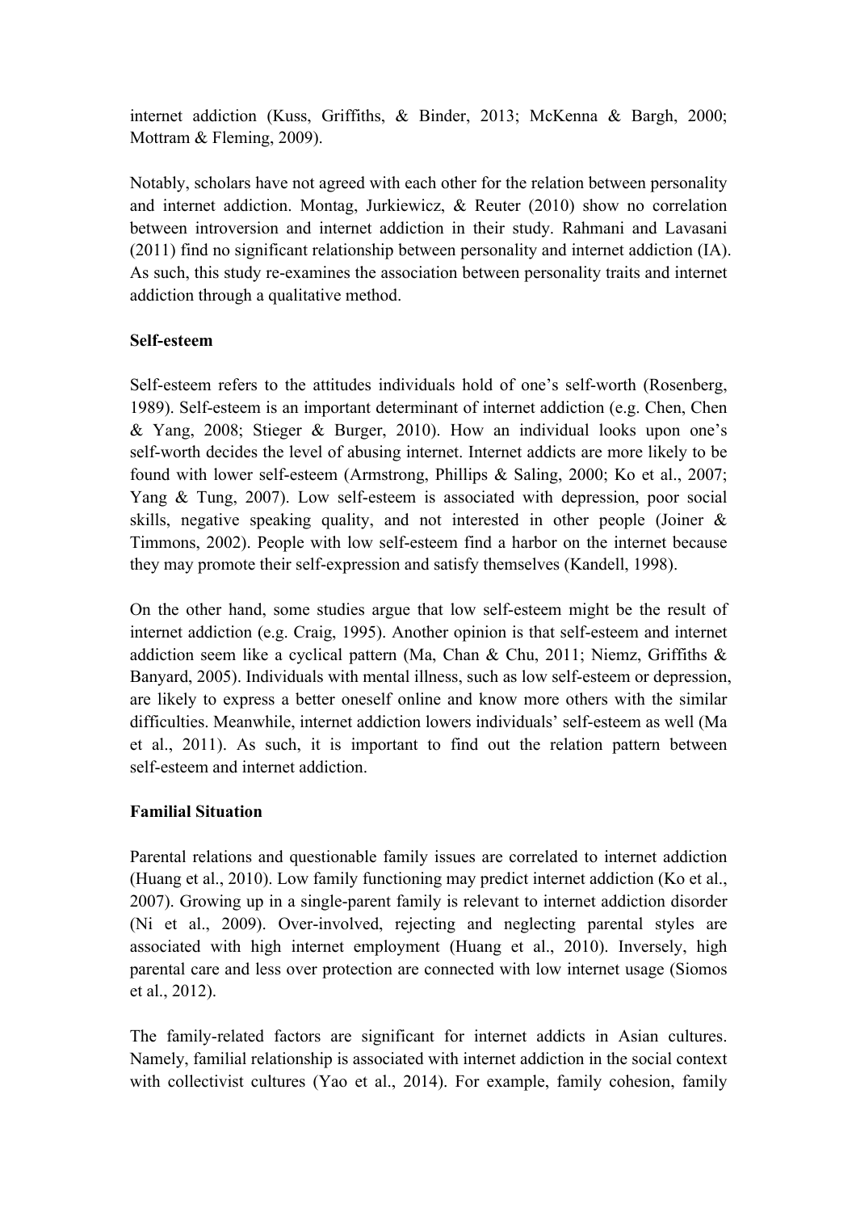internet addiction (Kuss, Griffiths, & Binder, 2013; McKenna & Bargh, 2000; Mottram & Fleming, 2009).

Notably, scholars have not agreed with each other for the relation between personality and internet addiction. Montag, Jurkiewicz, & Reuter (2010) show no correlation between introversion and internet addiction in their study. Rahmani and Lavasani (2011) find no significant relationship between personality and internet addiction (IA). As such, this study re-examines the association between personality traits and internet addiction through a qualitative method.

**Self-esteem**

Self-esteem refers to the attitudes individuals hold of one's self-worth (Rosenberg, 1989). Self-esteem is an important determinant of internet addiction (e.g. Chen, Chen & Yang, 2008; Stieger & Burger, 2010). How an individual looks upon one's self-worth decides the level of abusing internet. Internet addicts are more likely to be found with lower self-esteem (Armstrong, Phillips & Saling, 2000; Ko et al., 2007; Yang & Tung, 2007). Low self-esteem is associated with depression, poor social skills, negative speaking quality, and not interested in other people (Joiner & Timmons, 2002). People with low self-esteem find a harbor on the internet because they may promote their self-expression and satisfy themselves (Kandell, 1998).

On the other hand, some studies argue that low self-esteem might be the result of internet addiction (e.g. Craig, 1995). Another opinion is that self-esteem and internet addiction seem like a cyclical pattern (Ma, Chan & Chu, 2011; Niemz, Griffiths & Banyard, 2005). Individuals with mental illness, such as low self-esteem or depression, are likely to express a better oneself online and know more others with the similar difficulties. Meanwhile, internet addiction lowers individuals' self-esteem as well (Ma et al., 2011). As such, it is important to find out the relation pattern between self-esteem and internet addiction.

**Familial Situation**

Parental relations and questionable family issues are correlated to internet addiction (Huang et al., 2010). Low family functioning may predict internet addiction (Ko et al., 2007). Growing up in a single-parent family is relevant to internet addiction disorder (Ni et al., 2009). Over-involved, rejecting and neglecting parental styles are associated with high internet employment (Huang et al., 2010). Inversely, high parental care and less over protection are connected with low internet usage (Siomos et al., 2012).

The family-related factors are significant for internet addicts in Asian cultures. Namely, familial relationship is associated with internet addiction in the social context with collectivist cultures (Yao et al., 2014). For example, family cohesion, family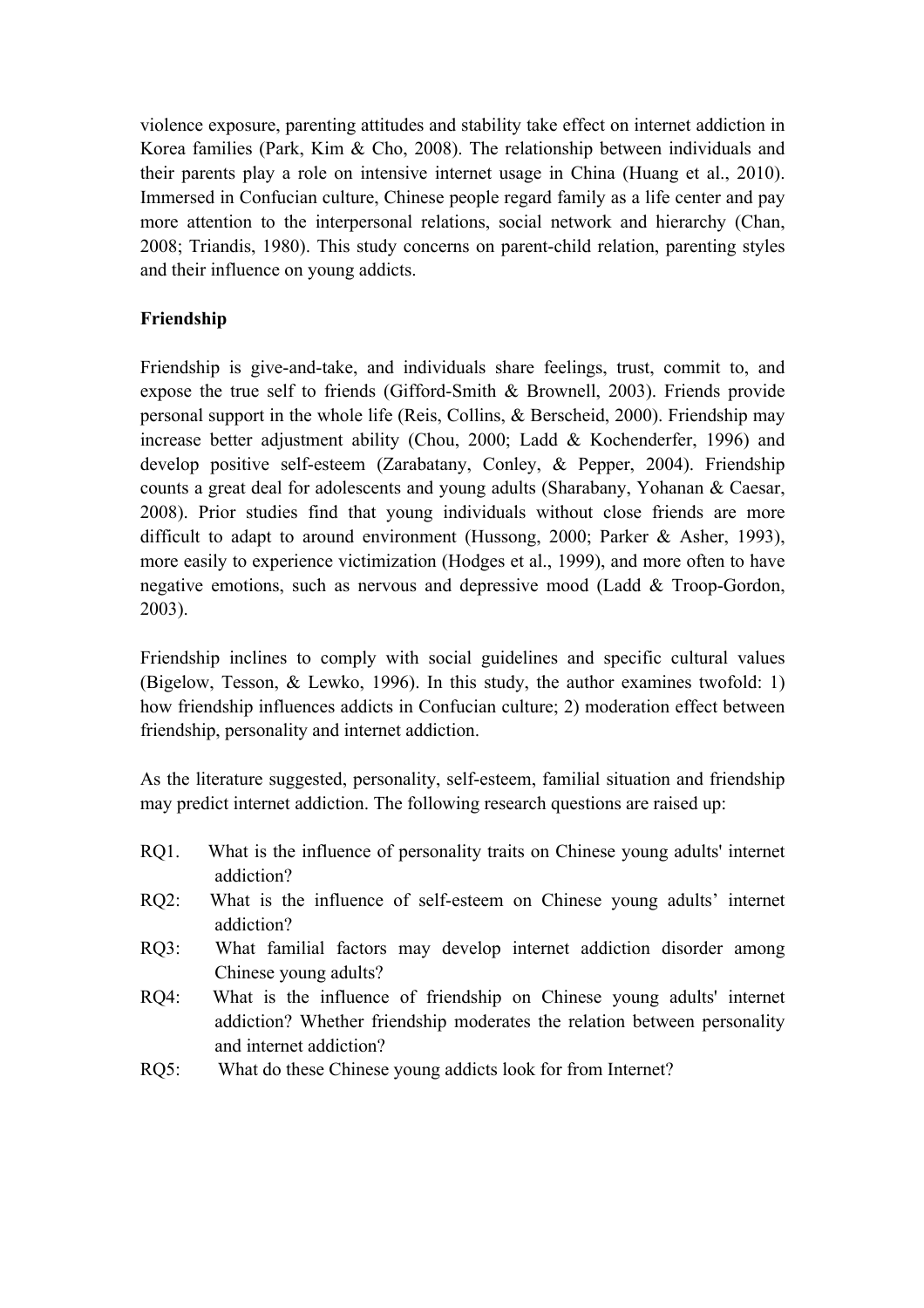violence exposure, parenting attitudes and stability take effect on internet addiction in Korea families (Park, Kim & Cho, 2008). The relationship between individuals and their parents play a role on intensive internet usage in China (Huang et al., 2010). Immersed in Confucian culture, Chinese people regard family as a life center and pay more attention to the interpersonal relations, social network and hierarchy (Chan, 2008; Triandis, 1980). This study concerns on parent-child relation, parenting styles and their influence on young addicts.

**Friendship**

Friendship is give-and-take, and individuals share feelings, trust, commit to, and expose the true self to friends (Gifford-Smith & Brownell, 2003). Friends provide personal support in the whole life (Reis, Collins, & Berscheid, 2000). Friendship may increase better adjustment ability (Chou, 2000; Ladd & Kochenderfer, 1996) and develop positive self-esteem (Zarabatany, Conley, & Pepper, 2004). Friendship counts a great deal for adolescents and young adults (Sharabany, Yohanan & Caesar, 2008). Prior studies find that young individuals without close friends are more difficult to adapt to around environment (Hussong, 2000; Parker & Asher, 1993), more easily to experience victimization (Hodges et al., 1999), and more often to have negative emotions, such as nervous and depressive mood (Ladd & Troop-Gordon, 2003).

Friendship inclines to comply with social guidelines and specific cultural values (Bigelow, Tesson, & Lewko, 1996). In this study, the author examines twofold: 1) how friendship influences addicts in Confucian culture; 2) moderation effect between friendship, personality and internet addiction.

As the literature suggested, personality, self-esteem, familial situation and friendship may predict internet addiction. The following research questions are raised up:

RQ1. What is the influence of personality traits on Chinese young adults' internet addiction?

RQ2: What is the influence of self-esteem on Chinese young adults' internet addiction?

RQ3: What familial factors may develop internet addiction disorder among Chinese young adults?

RQ4: What is the influence of friendship on Chinese young adults' internet addiction? Whether friendship moderates the relation between personality and internet addiction?

RQ5: What do these Chinese young addicts look for from Internet?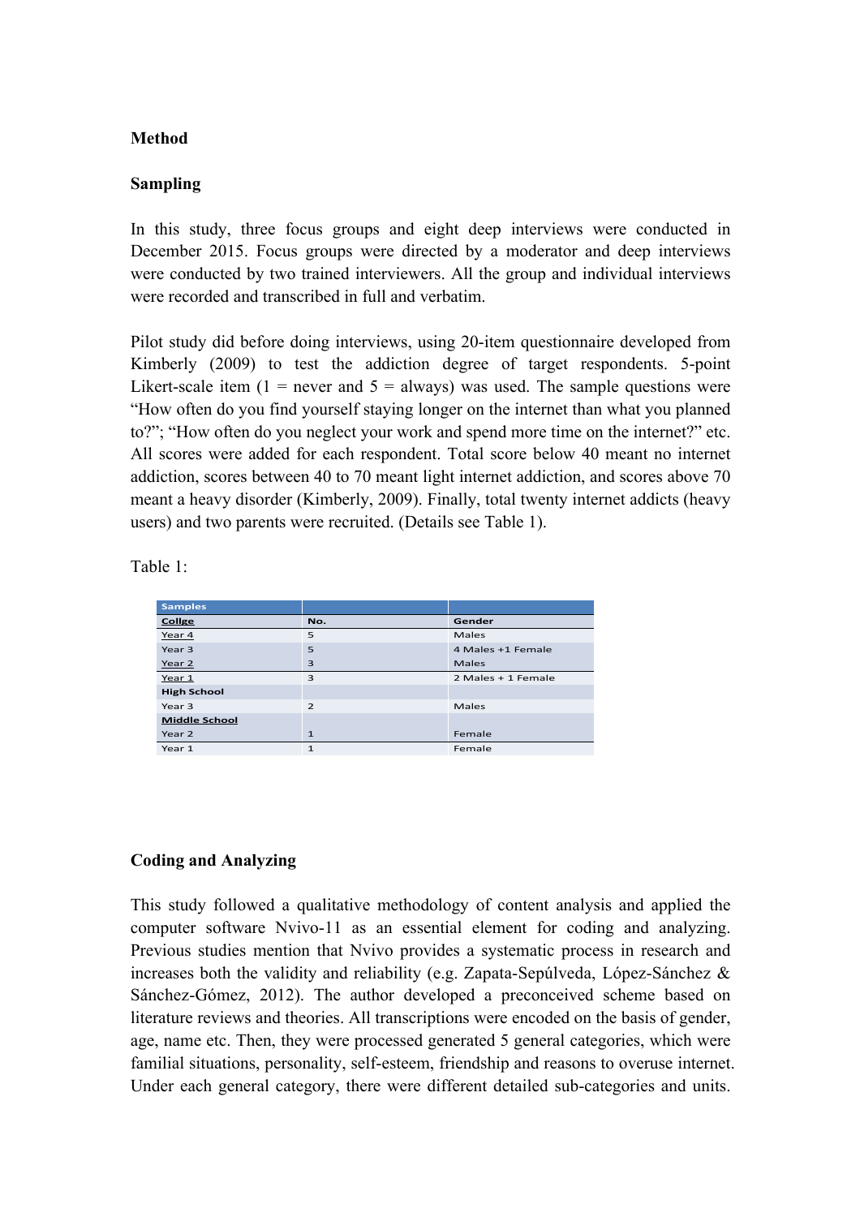**Method**

**Sampling**

In this study, three focus groups and eight deep interviews were conducted in December 2015. Focus groups were directed by a moderator and deep interviews were conducted by two trained interviewers. All the group and individual interviews were recorded and transcribed in full and verbatim.

Pilot study did before doing interviews, using 20-item questionnaire developed from Kimberly (2009) to test the addiction degree of target respondents. 5-point Likert-scale item (1 = never and 5 = always) was used. The sample questions were "How often do you find yourself staying longer on the internet than what you planned to?"; "How often do you neglect your work and spend more time on the internet?" etc. All scores were added for each respondent. Total score below 40 meant no internet addiction, scores between 40 to 70 meant light internet addiction, and scores above 70 meant a heavy disorder (Kimberly, 2009). Finally, total twenty internet addicts (heavy users) and two parents were recruited. (Details see Table 1).

Table 1:

| Samples | | |
|---|---|---|
| Collge | No. | Gender |
| Year 4 | 5 | Males |
| Year 3 | 5 | 4 Males +1 Female |
| Year 2 | 3 | Males |
| Year 1 | 3 | 2 Males + 1 Female |
| High School | | |
| Year 3 | 2 | Males |
| Middle School | | |
| Year 2 | 1 | Female |
| Year 1 | 1 | Female |

**Coding and Analyzing**

This study followed a qualitative methodology of content analysis and applied the computer software Nvivo-11 as an essential element for coding and analyzing. Previous studies mention that Nvivo provides a systematic process in research and increases both the validity and reliability (e.g. Zapata-Sepúlveda, López-Sánchez & Sánchez-Gómez, 2012). The author developed a preconceived scheme based on literature reviews and theories. All transcriptions were encoded on the basis of gender, age, name etc. Then, they were processed generated 5 general categories, which were familial situations, personality, self-esteem, friendship and reasons to overuse internet. Under each general category, there were different detailed sub-categories and units.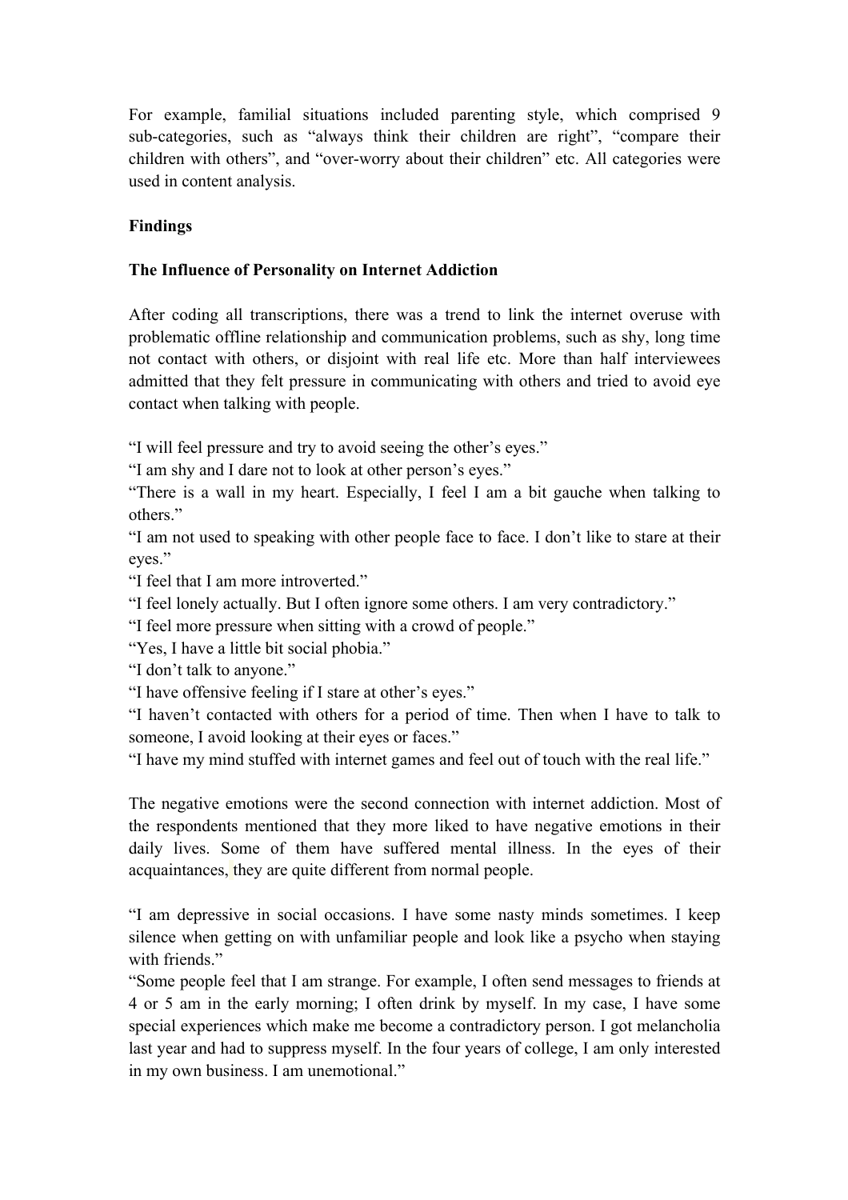For example, familial situations included parenting style, which comprised 9 sub-categories, such as "always think their children are right", "compare their children with others", and "over-worry about their children" etc. All categories were used in content analysis.

## Findings

### The Influence of Personality on Internet Addiction

After coding all transcriptions, there was a trend to link the internet overuse with problematic offline relationship and communication problems, such as shy, long time not contact with others, or disjoint with real life etc. More than half interviewees admitted that they felt pressure in communicating with others and tried to avoid eye contact when talking with people.

"I will feel pressure and try to avoid seeing the other's eyes."
"I am shy and I dare not to look at other person's eyes."
"There is a wall in my heart. Especially, I feel I am a bit gauche when talking to others."
"I am not used to speaking with other people face to face. I don't like to stare at their eyes."
"I feel that I am more introverted."
"I feel lonely actually. But I often ignore some others. I am very contradictory."
"I feel more pressure when sitting with a crowd of people."
"Yes, I have a little bit social phobia."
"I don't talk to anyone."
"I have offensive feeling if I stare at other's eyes."
"I haven't contacted with others for a period of time. Then when I have to talk to someone, I avoid looking at their eyes or faces."
"I have my mind stuffed with internet games and feel out of touch with the real life."

The negative emotions were the second connection with internet addiction. Most of the respondents mentioned that they more liked to have negative emotions in their daily lives. Some of them have suffered mental illness. In the eyes of their acquaintances, they are quite different from normal people.

"I am depressive in social occasions. I have some nasty minds sometimes. I keep silence when getting on with unfamiliar people and look like a psycho when staying with friends."
"Some people feel that I am strange. For example, I often send messages to friends at 4 or 5 am in the early morning; I often drink by myself. In my case, I have some special experiences which make me become a contradictory person. I got melancholia last year and had to suppress myself. In the four years of college, I am only interested in my own business. I am unemotional."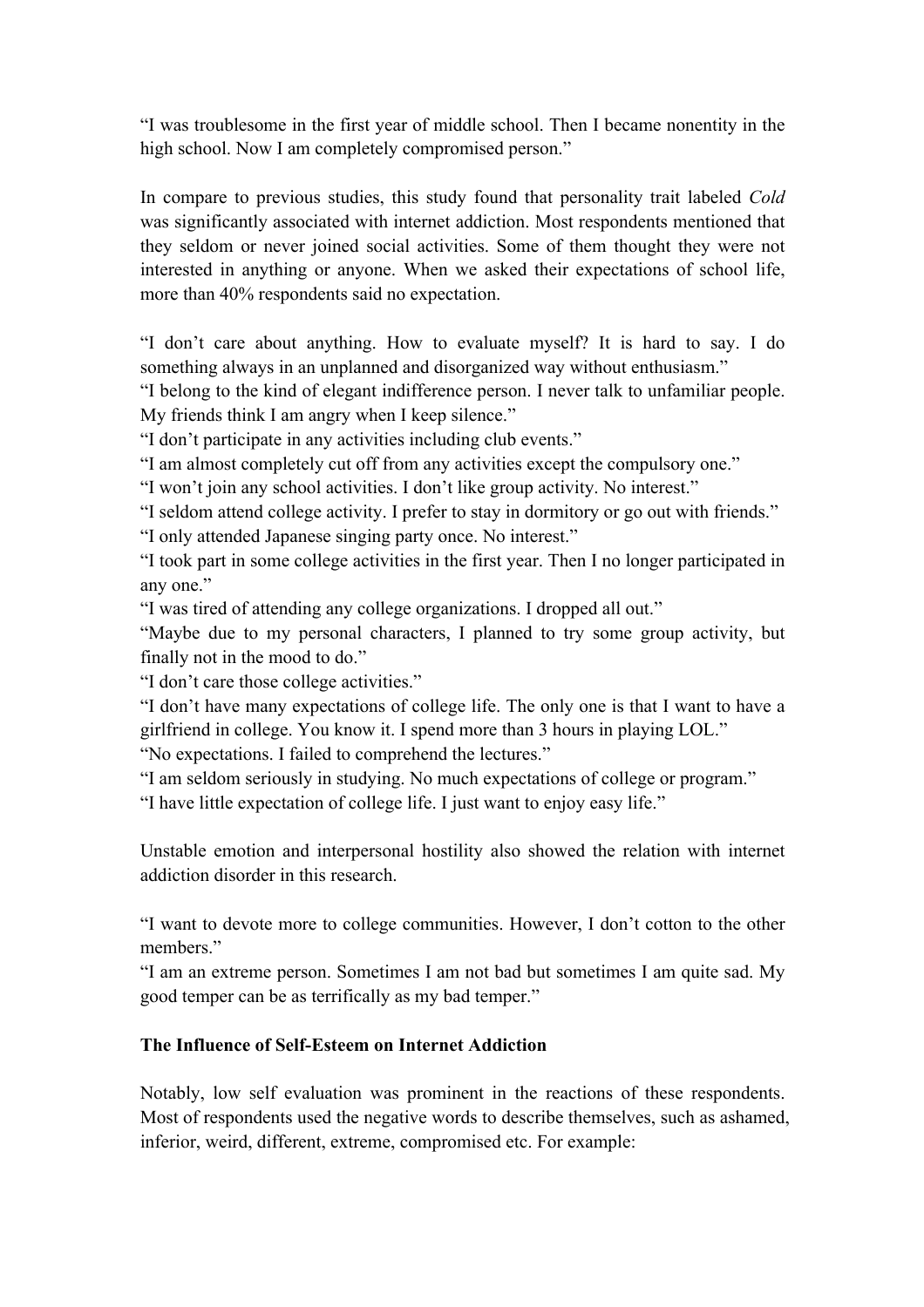"I was troublesome in the first year of middle school. Then I became nonentity in the high school. Now I am completely compromised person."

In compare to previous studies, this study found that personality trait labeled *Cold* was significantly associated with internet addiction. Most respondents mentioned that they seldom or never joined social activities. Some of them thought they were not interested in anything or anyone. When we asked their expectations of school life, more than 40% respondents said no expectation.

"I don't care about anything. How to evaluate myself? It is hard to say. I do something always in an unplanned and disorganized way without enthusiasm."
"I belong to the kind of elegant indifference person. I never talk to unfamiliar people. My friends think I am angry when I keep silence."
"I don't participate in any activities including club events."
"I am almost completely cut off from any activities except the compulsory one."
"I won't join any school activities. I don't like group activity. No interest."
"I seldom attend college activity. I prefer to stay in dormitory or go out with friends."
"I only attended Japanese singing party once. No interest."
"I took part in some college activities in the first year. Then I no longer participated in any one."
"I was tired of attending any college organizations. I dropped all out."
"Maybe due to my personal characters, I planned to try some group activity, but finally not in the mood to do."
"I don't care those college activities."
"I don't have many expectations of college life. The only one is that I want to have a girlfriend in college. You know it. I spend more than 3 hours in playing LOL."
"No expectations. I failed to comprehend the lectures."
"I am seldom seriously in studying. No much expectations of college or program."
"I have little expectation of college life. I just want to enjoy easy life."

Unstable emotion and interpersonal hostility also showed the relation with internet addiction disorder in this research.

"I want to devote more to college communities. However, I don't cotton to the other members."
"I am an extreme person. Sometimes I am not bad but sometimes I am quite sad. My good temper can be as terrifically as my bad temper."

**The Influence of Self-Esteem on Internet Addiction**

Notably, low self evaluation was prominent in the reactions of these respondents. Most of respondents used the negative words to describe themselves, such as ashamed, inferior, weird, different, extreme, compromised etc. For example: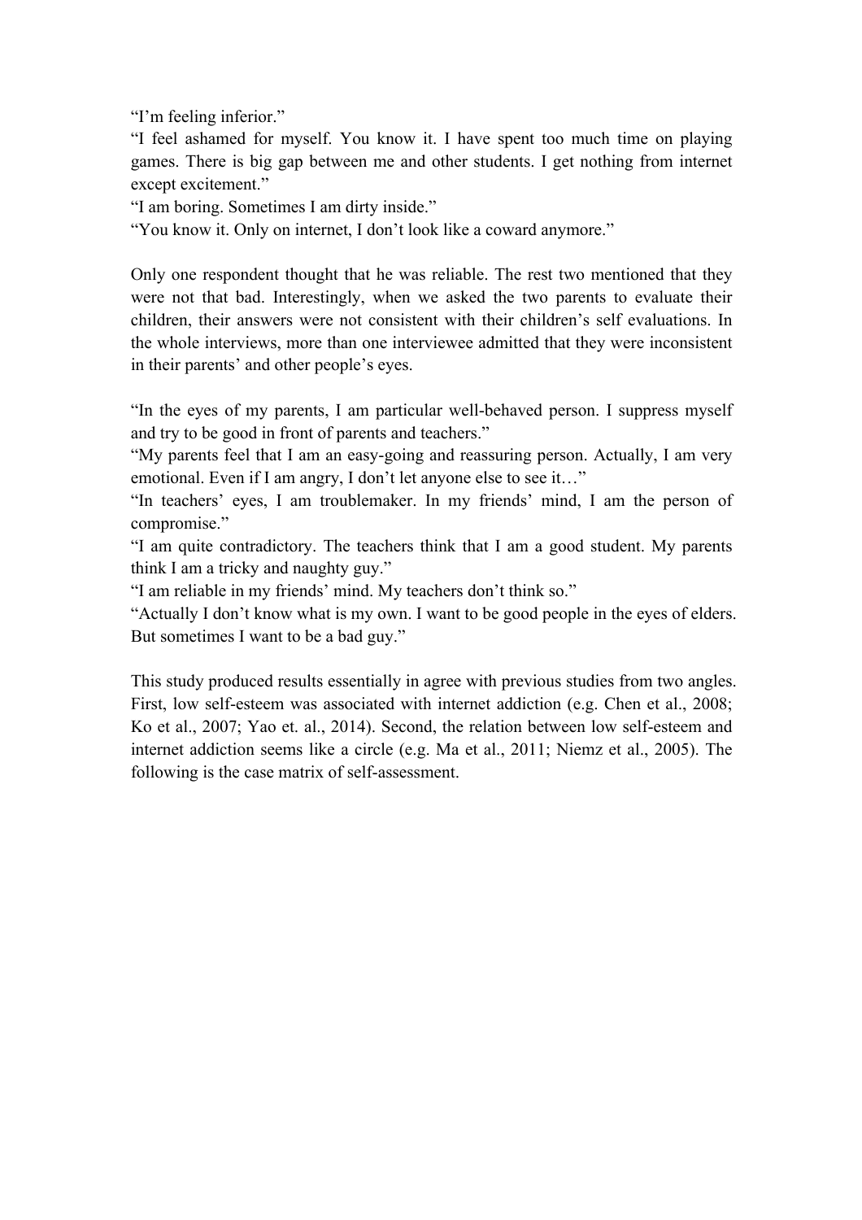"I'm feeling inferior."

"I feel ashamed for myself. You know it. I have spent too much time on playing games. There is big gap between me and other students. I get nothing from internet except excitement."

"I am boring. Sometimes I am dirty inside."

"You know it. Only on internet, I don't look like a coward anymore."

Only one respondent thought that he was reliable. The rest two mentioned that they were not that bad. Interestingly, when we asked the two parents to evaluate their children, their answers were not consistent with their children's self evaluations. In the whole interviews, more than one interviewee admitted that they were inconsistent in their parents' and other people's eyes.

"In the eyes of my parents, I am particular well-behaved person. I suppress myself and try to be good in front of parents and teachers."

"My parents feel that I am an easy-going and reassuring person. Actually, I am very emotional. Even if I am angry, I don't let anyone else to see it…"

"In teachers' eyes, I am troublemaker. In my friends' mind, I am the person of compromise."

"I am quite contradictory. The teachers think that I am a good student. My parents think I am a tricky and naughty guy."

"I am reliable in my friends' mind. My teachers don't think so."

"Actually I don't know what is my own. I want to be good people in the eyes of elders. But sometimes I want to be a bad guy."

This study produced results essentially in agree with previous studies from two angles. First, low self-esteem was associated with internet addiction (e.g. Chen et al., 2008; Ko et al., 2007; Yao et. al., 2014). Second, the relation between low self-esteem and internet addiction seems like a circle (e.g. Ma et al., 2011; Niemz et al., 2005). The following is the case matrix of self-assessment.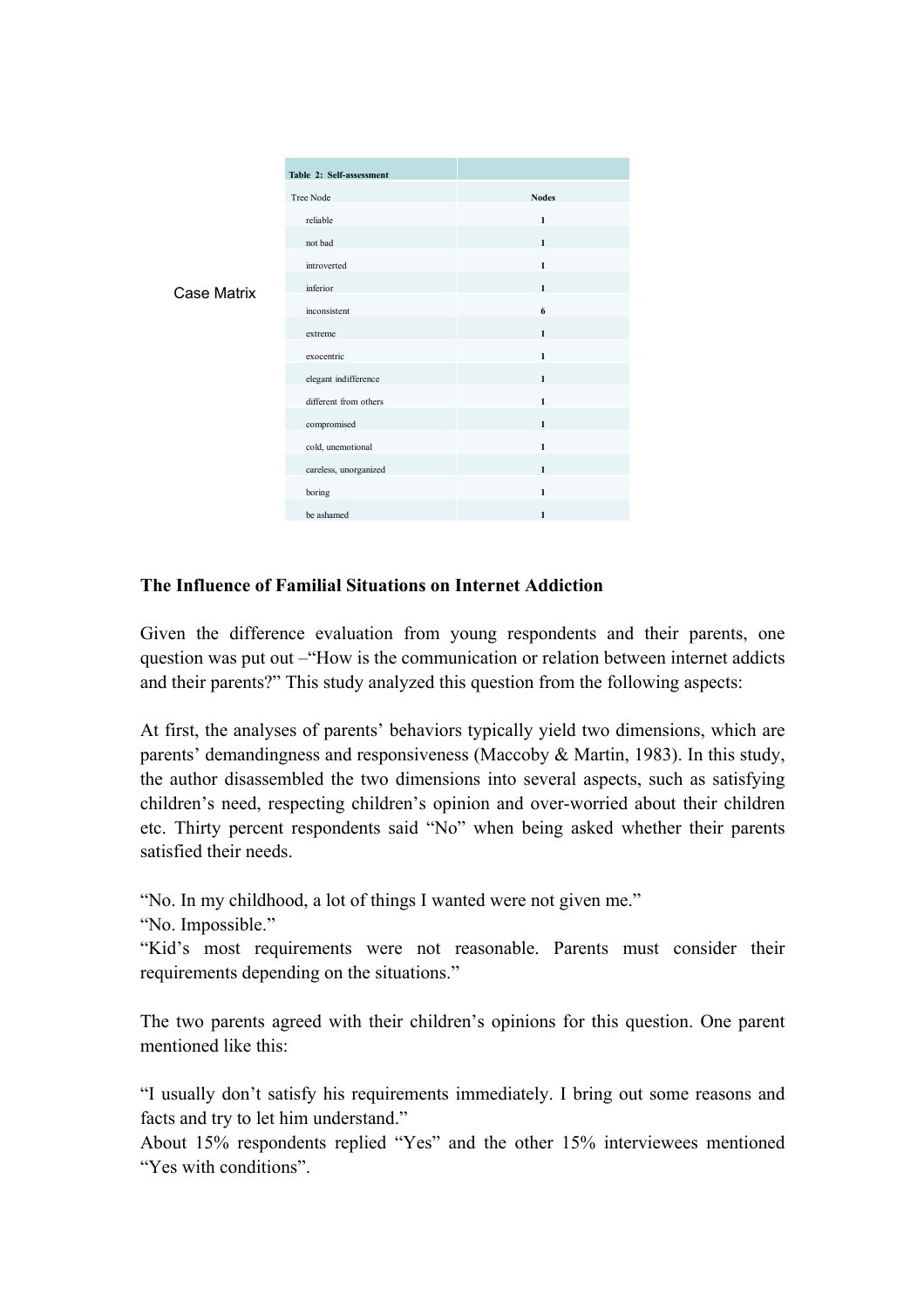Case Matrix

| Table 2: Self-assessment | |
|---|---|
| Tree Node | Nodes |
| reliable | 1 |
| not bad | 1 |
| introverted | 1 |
| inferior | 1 |
| inconsistent | 6 |
| extreme | 1 |
| exocentric | 1 |
| elegant indifference | 1 |
| different from others | 1 |
| compromised | 1 |
| cold, unemotional | 1 |
| careless, unorganized | 1 |
| boring | 1 |
| be ashamed | 1 |

**The Influence of Familial Situations on Internet Addiction**

Given the difference evaluation from young respondents and their parents, one question was put out –"How is the communication or relation between internet addicts and their parents?" This study analyzed this question from the following aspects:

At first, the analyses of parents' behaviors typically yield two dimensions, which are parents' demandingness and responsiveness (Maccoby & Martin, 1983). In this study, the author disassembled the two dimensions into several aspects, such as satisfying children's need, respecting children's opinion and over-worried about their children etc. Thirty percent respondents said "No" when being asked whether their parents satisfied their needs.

"No. In my childhood, a lot of things I wanted were not given me."
"No. Impossible."
"Kid's most requirements were not reasonable. Parents must consider their requirements depending on the situations."

The two parents agreed with their children's opinions for this question. One parent mentioned like this:

"I usually don't satisfy his requirements immediately. I bring out some reasons and facts and try to let him understand."
About 15% respondents replied "Yes" and the other 15% interviewees mentioned "Yes with conditions".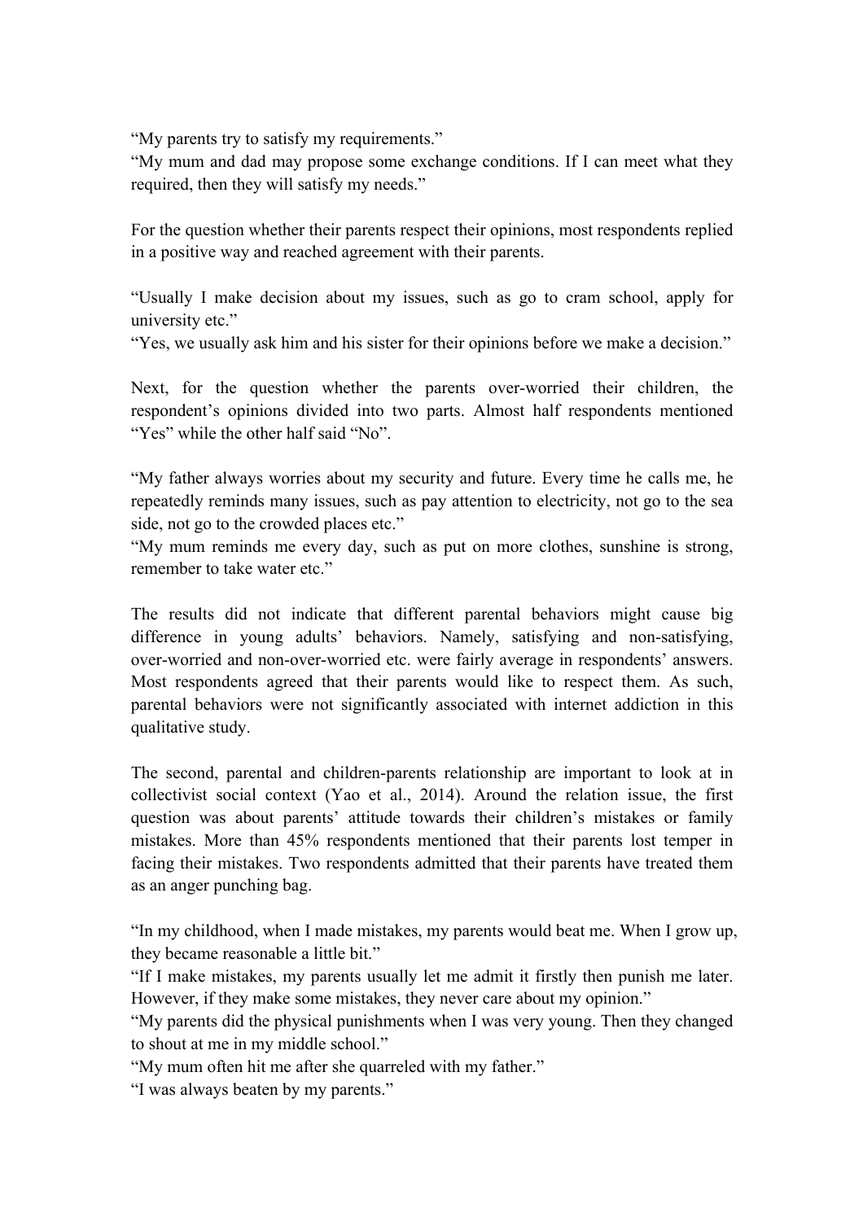"My parents try to satisfy my requirements."
"My mum and dad may propose some exchange conditions. If I can meet what they required, then they will satisfy my needs."

For the question whether their parents respect their opinions, most respondents replied in a positive way and reached agreement with their parents.

"Usually I make decision about my issues, such as go to cram school, apply for university etc."
"Yes, we usually ask him and his sister for their opinions before we make a decision."

Next, for the question whether the parents over-worried their children, the respondent's opinions divided into two parts. Almost half respondents mentioned "Yes" while the other half said "No".

"My father always worries about my security and future. Every time he calls me, he repeatedly reminds many issues, such as pay attention to electricity, not go to the sea side, not go to the crowded places etc."
"My mum reminds me every day, such as put on more clothes, sunshine is strong, remember to take water etc."

The results did not indicate that different parental behaviors might cause big difference in young adults' behaviors. Namely, satisfying and non-satisfying, over-worried and non-over-worried etc. were fairly average in respondents' answers. Most respondents agreed that their parents would like to respect them. As such, parental behaviors were not significantly associated with internet addiction in this qualitative study.

The second, parental and children-parents relationship are important to look at in collectivist social context (Yao et al., 2014). Around the relation issue, the first question was about parents' attitude towards their children's mistakes or family mistakes. More than 45% respondents mentioned that their parents lost temper in facing their mistakes. Two respondents admitted that their parents have treated them as an anger punching bag.

"In my childhood, when I made mistakes, my parents would beat me. When I grow up, they became reasonable a little bit."
"If I make mistakes, my parents usually let me admit it firstly then punish me later. However, if they make some mistakes, they never care about my opinion."
"My parents did the physical punishments when I was very young. Then they changed to shout at me in my middle school."
"My mum often hit me after she quarreled with my father."
"I was always beaten by my parents."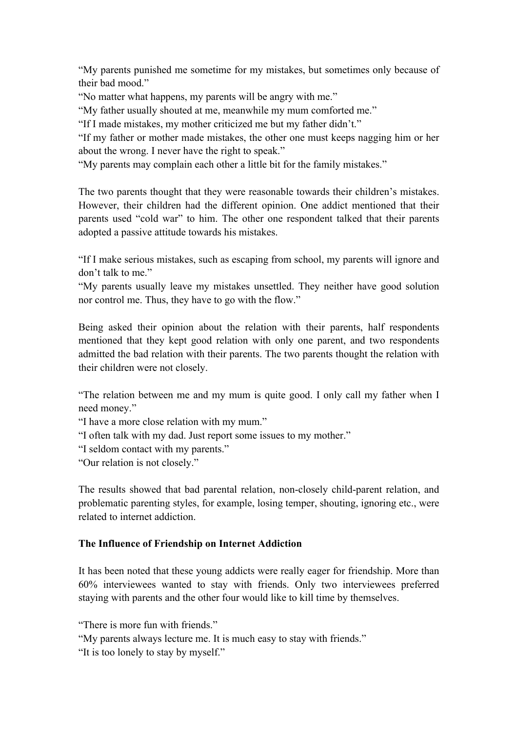"My parents punished me sometime for my mistakes, but sometimes only because of their bad mood."

"No matter what happens, my parents will be angry with me."

"My father usually shouted at me, meanwhile my mum comforted me."

"If I made mistakes, my mother criticized me but my father didn't."

"If my father or mother made mistakes, the other one must keeps nagging him or her about the wrong. I never have the right to speak."

"My parents may complain each other a little bit for the family mistakes."

The two parents thought that they were reasonable towards their children's mistakes. However, their children had the different opinion. One addict mentioned that their parents used "cold war" to him. The other one respondent talked that their parents adopted a passive attitude towards his mistakes.

"If I make serious mistakes, such as escaping from school, my parents will ignore and don't talk to me."

"My parents usually leave my mistakes unsettled. They neither have good solution nor control me. Thus, they have to go with the flow."

Being asked their opinion about the relation with their parents, half respondents mentioned that they kept good relation with only one parent, and two respondents admitted the bad relation with their parents. The two parents thought the relation with their children were not closely.

"The relation between me and my mum is quite good. I only call my father when I need money."

"I have a more close relation with my mum."

"I often talk with my dad. Just report some issues to my mother."

"I seldom contact with my parents."

"Our relation is not closely."

The results showed that bad parental relation, non-closely child-parent relation, and problematic parenting styles, for example, losing temper, shouting, ignoring etc., were related to internet addiction.

**The Influence of Friendship on Internet Addiction**

It has been noted that these young addicts were really eager for friendship. More than 60% interviewees wanted to stay with friends. Only two interviewees preferred staying with parents and the other four would like to kill time by themselves.

"There is more fun with friends."

"My parents always lecture me. It is much easy to stay with friends."

"It is too lonely to stay by myself."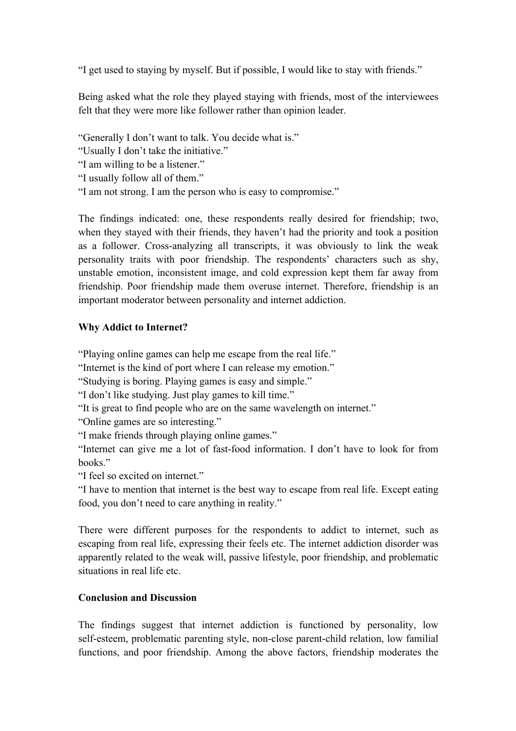"I get used to staying by myself. But if possible, I would like to stay with friends."

Being asked what the role they played staying with friends, most of the interviewees felt that they were more like follower rather than opinion leader.

"Generally I don't want to talk. You decide what is."
"Usually I don't take the initiative."
"I am willing to be a listener."
"I usually follow all of them."
"I am not strong. I am the person who is easy to compromise."

The findings indicated: one, these respondents really desired for friendship; two, when they stayed with their friends, they haven't had the priority and took a position as a follower. Cross-analyzing all transcripts, it was obviously to link the weak personality traits with poor friendship. The respondents' characters such as shy, unstable emotion, inconsistent image, and cold expression kept them far away from friendship. Poor friendship made them overuse internet. Therefore, friendship is an important moderator between personality and internet addiction.

**Why Addict to Internet?**

"Playing online games can help me escape from the real life."
"Internet is the kind of port where I can release my emotion."
"Studying is boring. Playing games is easy and simple."
"I don't like studying. Just play games to kill time."
"It is great to find people who are on the same wavelength on internet."
"Online games are so interesting."
"I make friends through playing online games."
"Internet can give me a lot of fast-food information. I don't have to look for from books."
"I feel so excited on internet."
"I have to mention that internet is the best way to escape from real life. Except eating food, you don't need to care anything in reality."

There were different purposes for the respondents to addict to internet, such as escaping from real life, expressing their feels etc. The internet addiction disorder was apparently related to the weak will, passive lifestyle, poor friendship, and problematic situations in real life etc.

**Conclusion and Discussion**

The findings suggest that internet addiction is functioned by personality, low self-esteem, problematic parenting style, non-close parent-child relation, low familial functions, and poor friendship. Among the above factors, friendship moderates the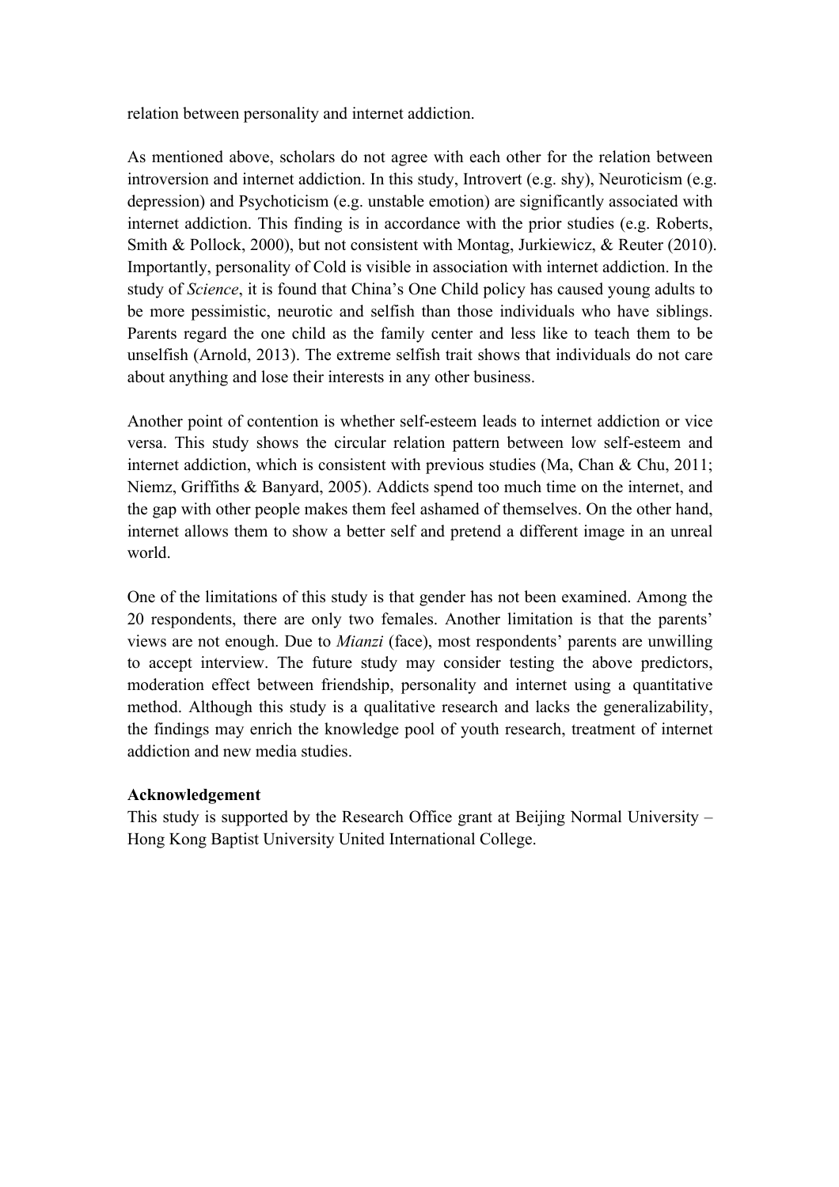relation between personality and internet addiction.

As mentioned above, scholars do not agree with each other for the relation between introversion and internet addiction. In this study, Introvert (e.g. shy), Neuroticism (e.g. depression) and Psychoticism (e.g. unstable emotion) are significantly associated with internet addiction. This finding is in accordance with the prior studies (e.g. Roberts, Smith & Pollock, 2000), but not consistent with Montag, Jurkiewicz, & Reuter (2010). Importantly, personality of Cold is visible in association with internet addiction. In the study of *Science*, it is found that China's One Child policy has caused young adults to be more pessimistic, neurotic and selfish than those individuals who have siblings. Parents regard the one child as the family center and less like to teach them to be unselfish (Arnold, 2013). The extreme selfish trait shows that individuals do not care about anything and lose their interests in any other business.

Another point of contention is whether self-esteem leads to internet addiction or vice versa. This study shows the circular relation pattern between low self-esteem and internet addiction, which is consistent with previous studies (Ma, Chan & Chu, 2011; Niemz, Griffiths & Banyard, 2005). Addicts spend too much time on the internet, and the gap with other people makes them feel ashamed of themselves. On the other hand, internet allows them to show a better self and pretend a different image in an unreal world.

One of the limitations of this study is that gender has not been examined. Among the 20 respondents, there are only two females. Another limitation is that the parents' views are not enough. Due to *Mianzi* (face), most respondents' parents are unwilling to accept interview. The future study may consider testing the above predictors, moderation effect between friendship, personality and internet using a quantitative method. Although this study is a qualitative research and lacks the generalizability, the findings may enrich the knowledge pool of youth research, treatment of internet addiction and new media studies.

**Acknowledgement**

This study is supported by the Research Office grant at Beijing Normal University – Hong Kong Baptist University United International College.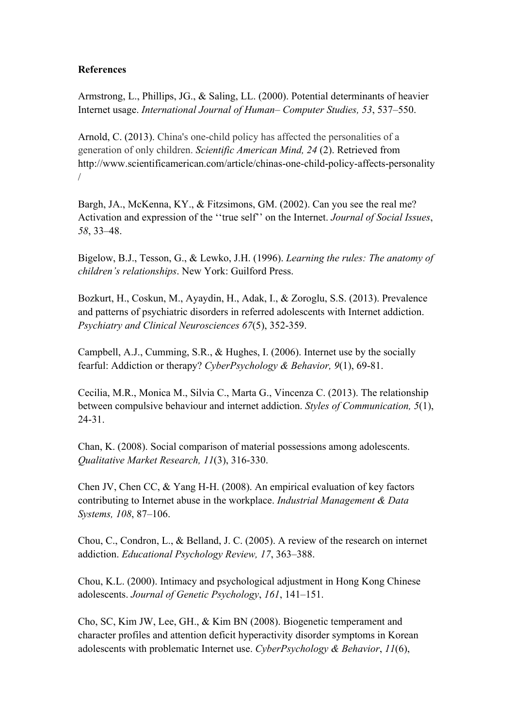**References**

Armstrong, L., Phillips, JG., & Saling, LL. (2000). Potential determinants of heavier Internet usage. *International Journal of Human– Computer Studies, 53*, 537–550.

Arnold, C. (2013). China's one-child policy has affected the personalities of a generation of only children. *Scientific American Mind, 24* (2). Retrieved from http://www.scientificamerican.com/article/chinas-one-child-policy-affects-personality/

Bargh, JA., McKenna, KY., & Fitzsimons, GM. (2002). Can you see the real me? Activation and expression of the ''true self'' on the Internet. *Journal of Social Issues*, *58*, 33–48.

Bigelow, B.J., Tesson, G., & Lewko, J.H. (1996). *Learning the rules: The anatomy of children's relationships*. New York: Guilford Press.

Bozkurt, H., Coskun, M., Ayaydin, H., Adak, I., & Zoroglu, S.S. (2013). Prevalence and patterns of psychiatric disorders in referred adolescents with Internet addiction. *Psychiatry and Clinical Neurosciences 67*(5), 352-359.

Campbell, A.J., Cumming, S.R., & Hughes, I. (2006). Internet use by the socially fearful: Addiction or therapy? *CyberPsychology & Behavior, 9*(1), 69-81.

Cecilia, M.R., Monica M., Silvia C., Marta G., Vincenza C. (2013). The relationship between compulsive behaviour and internet addiction. *Styles of Communication, 5*(1), 24-31.

Chan, K. (2008). Social comparison of material possessions among adolescents. *Qualitative Market Research, 11*(3), 316-330.

Chen JV, Chen CC, & Yang H-H. (2008). An empirical evaluation of key factors contributing to Internet abuse in the workplace. *Industrial Management & Data Systems, 108*, 87–106.

Chou, C., Condron, L., & Belland, J. C. (2005). A review of the research on internet addiction. *Educational Psychology Review, 17*, 363–388.

Chou, K.L. (2000). Intimacy and psychological adjustment in Hong Kong Chinese adolescents. *Journal of Genetic Psychology*, *161*, 141–151.

Cho, SC, Kim JW, Lee, GH., & Kim BN (2008). Biogenetic temperament and character profiles and attention deficit hyperactivity disorder symptoms in Korean adolescents with problematic Internet use. *CyberPsychology & Behavior*, *11*(6),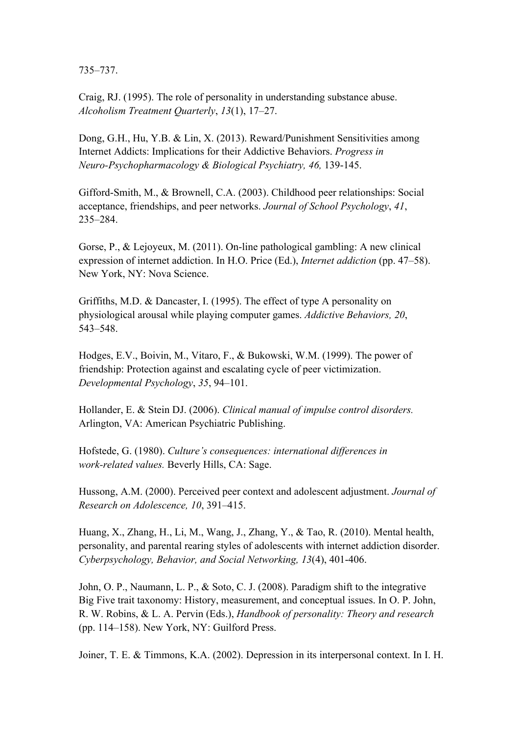735–737.

Craig, RJ. (1995). The role of personality in understanding substance abuse. *Alcoholism Treatment Quarterly*, *13*(1), 17–27.

Dong, G.H., Hu, Y.B. & Lin, X. (2013). Reward/Punishment Sensitivities among Internet Addicts: Implications for their Addictive Behaviors. *Progress in Neuro-Psychopharmacology & Biological Psychiatry, 46,* 139-145.

Gifford-Smith, M., & Brownell, C.A. (2003). Childhood peer relationships: Social acceptance, friendships, and peer networks. *Journal of School Psychology*, *41*, 235–284.

Gorse, P., & Lejoyeux, M. (2011). On-line pathological gambling: A new clinical expression of internet addiction. In H.O. Price (Ed.), *Internet addiction* (pp. 47–58). New York, NY: Nova Science.

Griffiths, M.D. & Dancaster, I. (1995). The effect of type A personality on physiological arousal while playing computer games. *Addictive Behaviors, 20*, 543–548.

Hodges, E.V., Boivin, M., Vitaro, F., & Bukowski, W.M. (1999). The power of friendship: Protection against and escalating cycle of peer victimization. *Developmental Psychology*, *35*, 94–101.

Hollander, E. & Stein DJ. (2006). *Clinical manual of impulse control disorders.* Arlington, VA: American Psychiatric Publishing.

Hofstede, G. (1980). *Culture's consequences: international differences in work-related values.* Beverly Hills, CA: Sage.

Hussong, A.M. (2000). Perceived peer context and adolescent adjustment. *Journal of Research on Adolescence, 10*, 391–415.

Huang, X., Zhang, H., Li, M., Wang, J., Zhang, Y., & Tao, R. (2010). Mental health, personality, and parental rearing styles of adolescents with internet addiction disorder. *Cyberpsychology, Behavior, and Social Networking, 13*(4), 401-406.

John, O. P., Naumann, L. P., & Soto, C. J. (2008). Paradigm shift to the integrative Big Five trait taxonomy: History, measurement, and conceptual issues. In O. P. John, R. W. Robins, & L. A. Pervin (Eds.), *Handbook of personality: Theory and research* (pp. 114–158). New York, NY: Guilford Press.

Joiner, T. E. & Timmons, K.A. (2002). Depression in its interpersonal context. In I. H.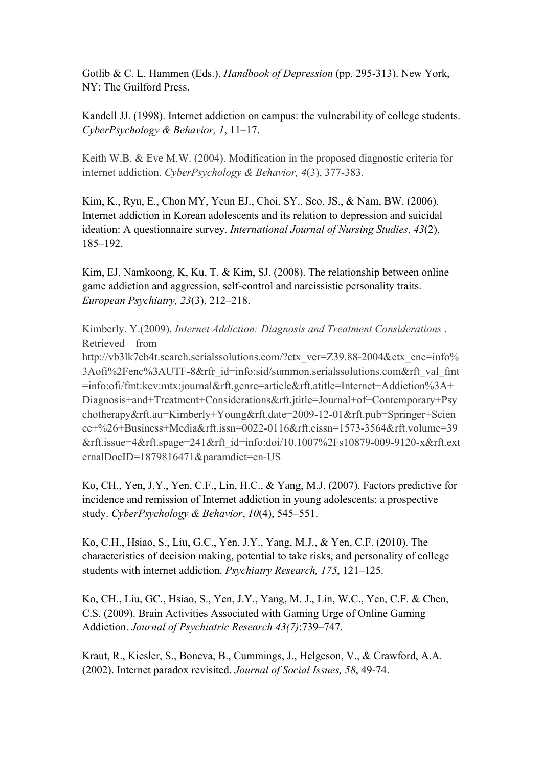Gotlib & C. L. Hammen (Eds.), *Handbook of Depression* (pp. 295-313). New York, NY: The Guilford Press.

Kandell JJ. (1998). Internet addiction on campus: the vulnerability of college students. *CyberPsychology & Behavior, 1*, 11–17.

Keith W.B. & Eve M.W. (2004). Modification in the proposed diagnostic criteria for internet addiction. *CyberPsychology & Behavior, 4*(3), 377-383.

Kim, K., Ryu, E., Chon MY, Yeun EJ., Choi, SY., Seo, JS., & Nam, BW. (2006). Internet addiction in Korean adolescents and its relation to depression and suicidal ideation: A questionnaire survey. *International Journal of Nursing Studies*, *43*(2), 185–192.

Kim, EJ, Namkoong, K, Ku, T. & Kim, SJ. (2008). The relationship between online game addiction and aggression, self-control and narcissistic personality traits. *European Psychiatry, 23*(3), 212–218.

Kimberly. Y.(2009). *Internet Addiction: Diagnosis and Treatment Considerations* . Retrieved from http://vb3lk7eb4t.search.serialssolutions.com/?ctx_ver=Z39.88-2004&ctx_enc=info%3Aofi%2Fenc%3AUTF-8&rfr_id=info:sid/summon.serialssolutions.com&rft_val_fmt=info:ofi/fmt:kev:mtx:journal&rft.genre=article&rft.atitle=Internet+Addiction%3A+Diagnosis+and+Treatment+Considerations&rft.jtitle=Journal+of+Contemporary+Psychotherapy&rft.au=Kimberly+Young&rft.date=2009-12-01&rft.pub=Springer+Science+%26+Business+Media&rft.issn=0022-0116&rft.eissn=1573-3564&rft.volume=39&rft.issue=4&rft.spage=241&rft_id=info:doi/10.1007%2Fs10879-009-9120-x&rft.externalDocID=1879816471&paramdict=en-US

Ko, CH., Yen, J.Y., Yen, C.F., Lin, H.C., & Yang, M.J. (2007). Factors predictive for incidence and remission of Internet addiction in young adolescents: a prospective study. *CyberPsychology & Behavior*, *10*(4), 545–551.

Ko, C.H., Hsiao, S., Liu, G.C., Yen, J.Y., Yang, M.J., & Yen, C.F. (2010). The characteristics of decision making, potential to take risks, and personality of college students with internet addiction. *Psychiatry Research, 175*, 121–125.

Ko, CH., Liu, GC., Hsiao, S., Yen, J.Y., Yang, M. J., Lin, W.C., Yen, C.F. & Chen, C.S. (2009). Brain Activities Associated with Gaming Urge of Online Gaming Addiction. *Journal of Psychiatric Research 43(7)*:739–747.

Kraut, R., Kiesler, S., Boneva, B., Cummings, J., Helgeson, V., & Crawford, A.A. (2002). Internet paradox revisited. *Journal of Social Issues, 58*, 49-74.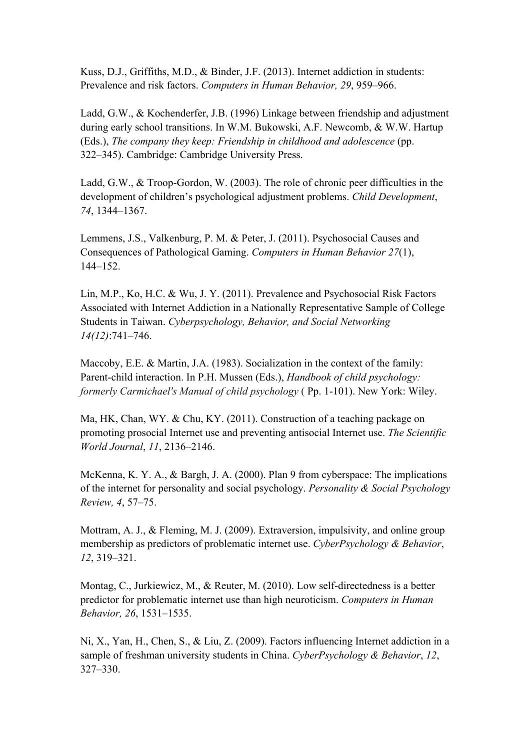Kuss, D.J., Griffiths, M.D., & Binder, J.F. (2013). Internet addiction in students: Prevalence and risk factors. *Computers in Human Behavior, 29*, 959–966.

Ladd, G.W., & Kochenderfer, J.B. (1996) Linkage between friendship and adjustment during early school transitions. In W.M. Bukowski, A.F. Newcomb, & W.W. Hartup (Eds.), *The company they keep: Friendship in childhood and adolescence* (pp. 322–345). Cambridge: Cambridge University Press.

Ladd, G.W., & Troop-Gordon, W. (2003). The role of chronic peer difficulties in the development of children's psychological adjustment problems. *Child Development*, *74*, 1344–1367.

Lemmens, J.S., Valkenburg, P. M. & Peter, J. (2011). Psychosocial Causes and Consequences of Pathological Gaming. *Computers in Human Behavior 27*(1), 144–152.

Lin, M.P., Ko, H.C. & Wu, J. Y. (2011). Prevalence and Psychosocial Risk Factors Associated with Internet Addiction in a Nationally Representative Sample of College Students in Taiwan. *Cyberpsychology, Behavior, and Social Networking 14(12)*:741–746.

Maccoby, E.E. & Martin, J.A. (1983). Socialization in the context of the family: Parent-child interaction. In P.H. Mussen (Eds.), *Handbook of child psychology: formerly Carmichael's Manual of child psychology* ( Pp. 1-101). New York: Wiley.

Ma, HK, Chan, WY. & Chu, KY. (2011). Construction of a teaching package on promoting prosocial Internet use and preventing antisocial Internet use. *The Scientific World Journal*, *11*, 2136–2146.

McKenna, K. Y. A., & Bargh, J. A. (2000). Plan 9 from cyberspace: The implications of the internet for personality and social psychology. *Personality & Social Psychology Review, 4*, 57–75.

Mottram, A. J., & Fleming, M. J. (2009). Extraversion, impulsivity, and online group membership as predictors of problematic internet use. *CyberPsychology & Behavior*, *12*, 319–321.

Montag, C., Jurkiewicz, M., & Reuter, M. (2010). Low self-directedness is a better predictor for problematic internet use than high neuroticism. *Computers in Human Behavior, 26*, 1531–1535.

Ni, X., Yan, H., Chen, S., & Liu, Z. (2009). Factors influencing Internet addiction in a sample of freshman university students in China. *CyberPsychology & Behavior*, *12*, 327–330.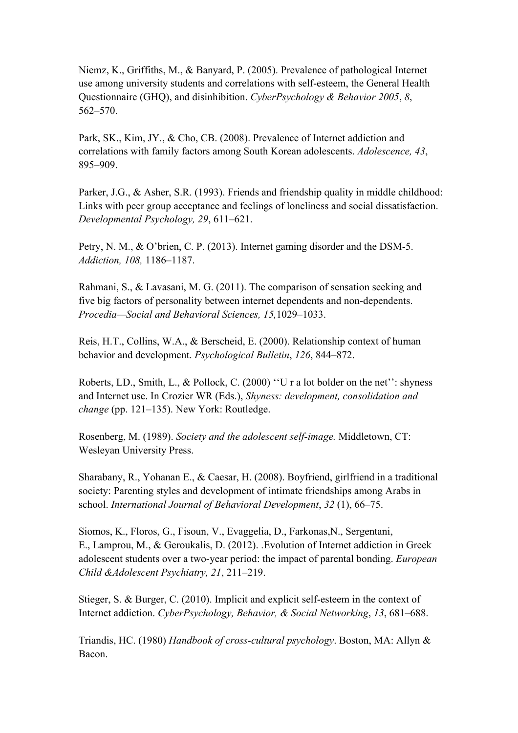Niemz, K., Griffiths, M., & Banyard, P. (2005). Prevalence of pathological Internet use among university students and correlations with self-esteem, the General Health Questionnaire (GHQ), and disinhibition. *CyberPsychology & Behavior 2005*, *8*, 562–570.

Park, SK., Kim, JY., & Cho, CB. (2008). Prevalence of Internet addiction and correlations with family factors among South Korean adolescents. *Adolescence, 43*, 895–909.

Parker, J.G., & Asher, S.R. (1993). Friends and friendship quality in middle childhood: Links with peer group acceptance and feelings of loneliness and social dissatisfaction. *Developmental Psychology, 29*, 611–621.

Petry, N. M., & O'brien, C. P. (2013). Internet gaming disorder and the DSM-5. *Addiction, 108,* 1186–1187.

Rahmani, S., & Lavasani, M. G. (2011). The comparison of sensation seeking and five big factors of personality between internet dependents and non-dependents. *Procedia—Social and Behavioral Sciences, 15,*1029–1033.

Reis, H.T., Collins, W.A., & Berscheid, E. (2000). Relationship context of human behavior and development. *Psychological Bulletin*, *126*, 844–872.

Roberts, LD., Smith, L., & Pollock, C. (2000) ''U r a lot bolder on the net'': shyness and Internet use. In Crozier WR (Eds.), *Shyness: development, consolidation and change* (pp. 121–135). New York: Routledge.

Rosenberg, M. (1989). *Society and the adolescent self-image.* Middletown, CT: Wesleyan University Press.

Sharabany, R., Yohanan E., & Caesar, H. (2008). Boyfriend, girlfriend in a traditional society: Parenting styles and development of intimate friendships among Arabs in school. *International Journal of Behavioral Development*, *32* (1), 66–75.

Siomos, K., Floros, G., Fisoun, V., Evaggelia, D., Farkonas,N., Sergentani, E., Lamprou, M., & Geroukalis, D. (2012). .Evolution of Internet addiction in Greek adolescent students over a two-year period: the impact of parental bonding. *European Child &Adolescent Psychiatry, 21*, 211–219.

Stieger, S. & Burger, C. (2010). Implicit and explicit self-esteem in the context of Internet addiction. *CyberPsychology, Behavior, & Social Networking*, *13*, 681–688.

Triandis, HC. (1980) *Handbook of cross-cultural psychology*. Boston, MA: Allyn & Bacon.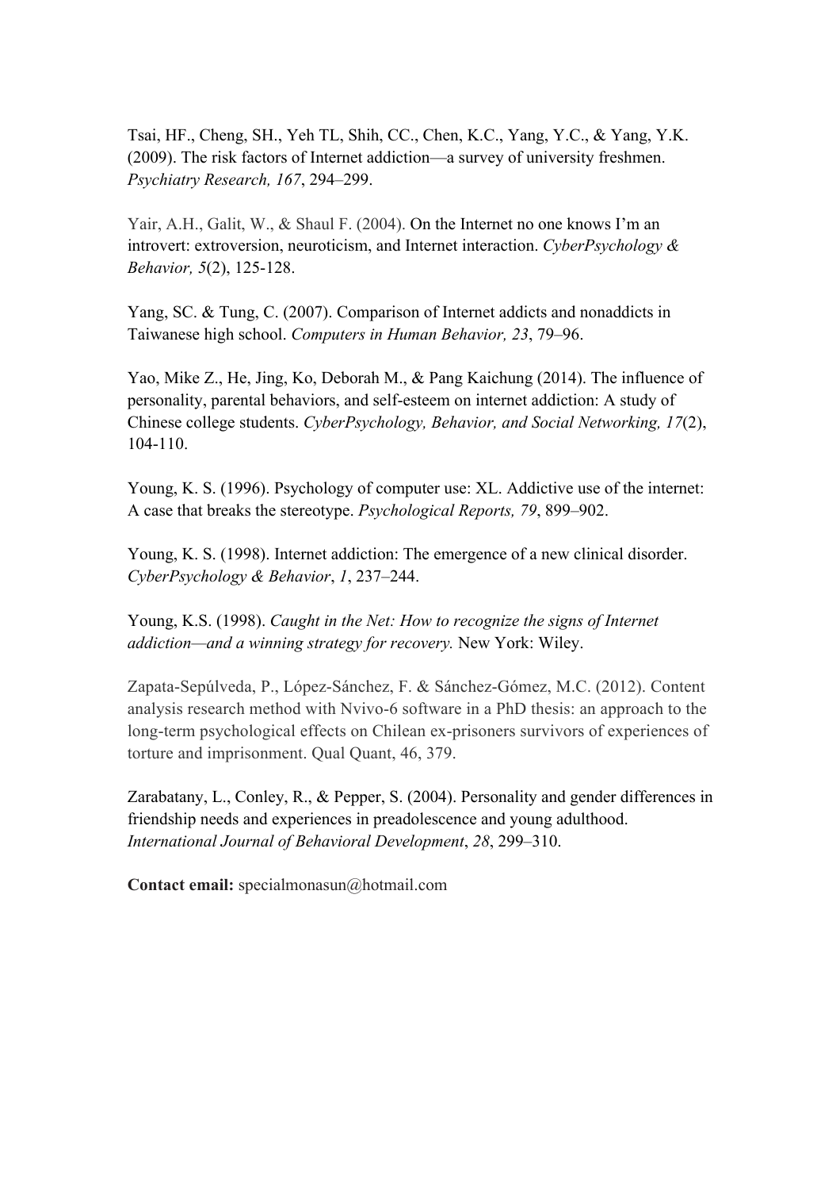Tsai, HF., Cheng, SH., Yeh TL, Shih, CC., Chen, K.C., Yang, Y.C., & Yang, Y.K. (2009). The risk factors of Internet addiction—a survey of university freshmen. *Psychiatry Research, 167*, 294–299.

Yair, A.H., Galit, W., & Shaul F. (2004). On the Internet no one knows I'm an introvert: extroversion, neuroticism, and Internet interaction. *CyberPsychology & Behavior, 5*(2), 125-128.

Yang, SC. & Tung, C. (2007). Comparison of Internet addicts and nonaddicts in Taiwanese high school. *Computers in Human Behavior, 23*, 79–96.

Yao, Mike Z., He, Jing, Ko, Deborah M., & Pang Kaichung (2014). The influence of personality, parental behaviors, and self-esteem on internet addiction: A study of Chinese college students. *CyberPsychology, Behavior, and Social Networking, 17*(2), 104-110.

Young, K. S. (1996). Psychology of computer use: XL. Addictive use of the internet: A case that breaks the stereotype. *Psychological Reports, 79*, 899–902.

Young, K. S. (1998). Internet addiction: The emergence of a new clinical disorder. *CyberPsychology & Behavior*, *1*, 237–244.

Young, K.S. (1998). *Caught in the Net: How to recognize the signs of Internet addiction—and a winning strategy for recovery.* New York: Wiley.

Zapata-Sepúlveda, P., López-Sánchez, F. & Sánchez-Gómez, M.C. (2012). Content analysis research method with Nvivo-6 software in a PhD thesis: an approach to the long-term psychological effects on Chilean ex-prisoners survivors of experiences of torture and imprisonment. Qual Quant, 46, 379.

Zarabatany, L., Conley, R., & Pepper, S. (2004). Personality and gender differences in friendship needs and experiences in preadolescence and young adulthood. *International Journal of Behavioral Development*, *28*, 299–310.

**Contact email:** specialmonasun@hotmail.com